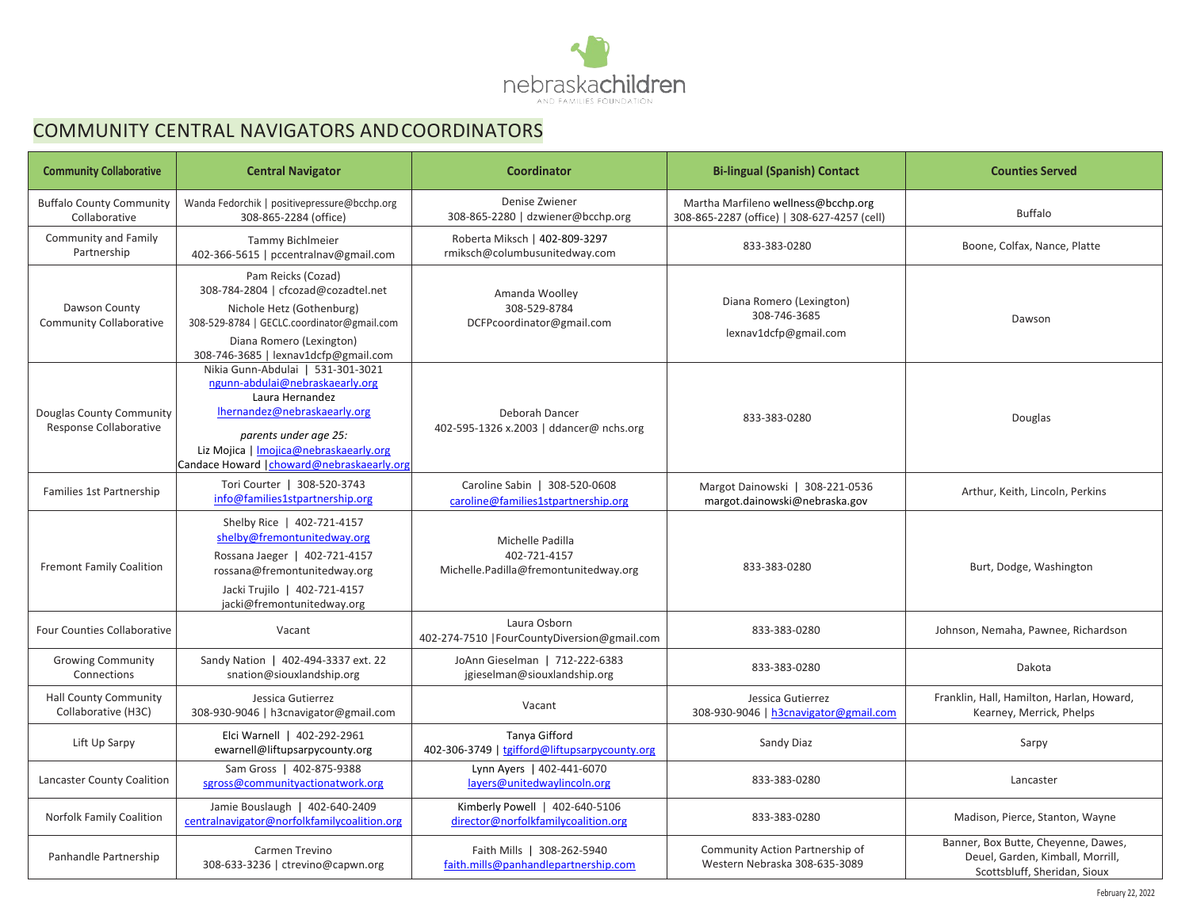nebraskachildren AND FAMILIES FOUNDATION

# COMMUNITY CENTRAL NAVIGATORS AND COORDINATORS

| Community Collaborative | Central Navigator | Coordinator | Bi-lingual (Spanish) Contact | Counties Served |
|---|---|---|---|---|
| Buffalo County Community Collaborative | Wanda Fedorchik \| positivepressure@bcchp.org 308-865-2284 (office) | Denise Zwiener 308-865-2280 \| dzwiener@bcchp.org | Martha Marfileno wellness@bcchp.org 308-865-2287 (office) \| 308-627-4257 (cell) | Buffalo |
| Community and Family Partnership | Tammy Bichlmeier 402-366-5615 \| pccentralnav@gmail.com | Roberta Miksch \| 402-809-3297 rmiksch@columbusunitedway.com | 833-383-0280 | Boone, Colfax, Nance, Platte |
| Dawson County Community Collaborative | Pam Reicks (Cozad) 308-784-2804 \| cfcozad@cozadtel.net Nichole Hetz (Gothenburg) 308-529-8784 \| GECLC.coordinator@gmail.com Diana Romero (Lexington) 308-746-3685 \| lexnav1dcfp@gmail.com | Amanda Woolley 308-529-8784 DCFPcoordinator@gmail.com | Diana Romero (Lexington) 308-746-3685 lexnav1dcfp@gmail.com | Dawson |
| Douglas County Community Response Collaborative | Nikia Gunn-Abdulai \| 531-301-3021 ngunn-abdulai@nebraskaearly.org Laura Hernandez lhernandez@nebraskaearly.org *parents under age 25:* Liz Mojica \| lmojica@nebraskaearly.org Candace Howard \| choward@nebraskaearly.org | Deborah Dancer 402-595-1326 x.2003 \| ddancer@ nchs.org | 833-383-0280 | Douglas |
| Families 1st Partnership | Tori Courter \| 308-520-3743 info@families1stpartnership.org | Caroline Sabin \| 308-520-0608 caroline@families1stpartnership.org | Margot Dainowski \| 308-221-0536 margot.dainowski@nebraska.gov | Arthur, Keith, Lincoln, Perkins |
| Fremont Family Coalition | Shelby Rice \| 402-721-4157 shelby@fremontunitedway.org Rossana Jaeger \| 402-721-4157 rossana@fremontunitedway.org Jacki Trujilo \| 402-721-4157 jacki@fremontunitedway.org | Michelle Padilla 402-721-4157 Michelle.Padilla@fremontunitedway.org | 833-383-0280 | Burt, Dodge, Washington |
| Four Counties Collaborative | Vacant | Laura Osborn 402-274-7510 \|FourCountyDiversion@gmail.com | 833-383-0280 | Johnson, Nemaha, Pawnee, Richardson |
| Growing Community Connections | Sandy Nation \| 402-494-3337 ext. 22 snation@siouxlandship.org | JoAnn Gieselman \| 712-222-6383 jgieselman@siouxlandship.org | 833-383-0280 | Dakota |
| Hall County Community Collaborative (H3C) | Jessica Gutierrez 308-930-9046 \| h3cnavigator@gmail.com | Vacant | Jessica Gutierrez 308-930-9046 \| h3cnavigator@gmail.com | Franklin, Hall, Hamilton, Harlan, Howard, Kearney, Merrick, Phelps |
| Lift Up Sarpy | Elci Warnell \| 402-292-2961 ewarnell@liftupsarpycounty.org | Tanya Gifford 402-306-3749 \| tgifford@liftupsarpycounty.org | Sandy Diaz | Sarpy |
| Lancaster County Coalition | Sam Gross \| 402-875-9388 sgross@communityactionatwork.org | Lynn Ayers \| 402-441-6070 layers@unitedwaylincoln.org | 833-383-0280 | Lancaster |
| Norfolk Family Coalition | Jamie Bouslaugh \| 402-640-2409 centralnavigator@norfolkfamilycoalition.org | Kimberly Powell \| 402-640-5106 director@norfolkfamilycoalition.org | 833-383-0280 | Madison, Pierce, Stanton, Wayne |
| Panhandle Partnership | Carmen Trevino 308-633-3236 \| ctrevino@capwn.org | Faith Mills \| 308-262-5940 faith.mills@panhandlepartnership.com | Community Action Partnership of Western Nebraska 308-635-3089 | Banner, Box Butte, Cheyenne, Dawes, Deuel, Garden, Kimball, Morrill, Scottsbluff, Sheridan, Sioux |

February 22, 2022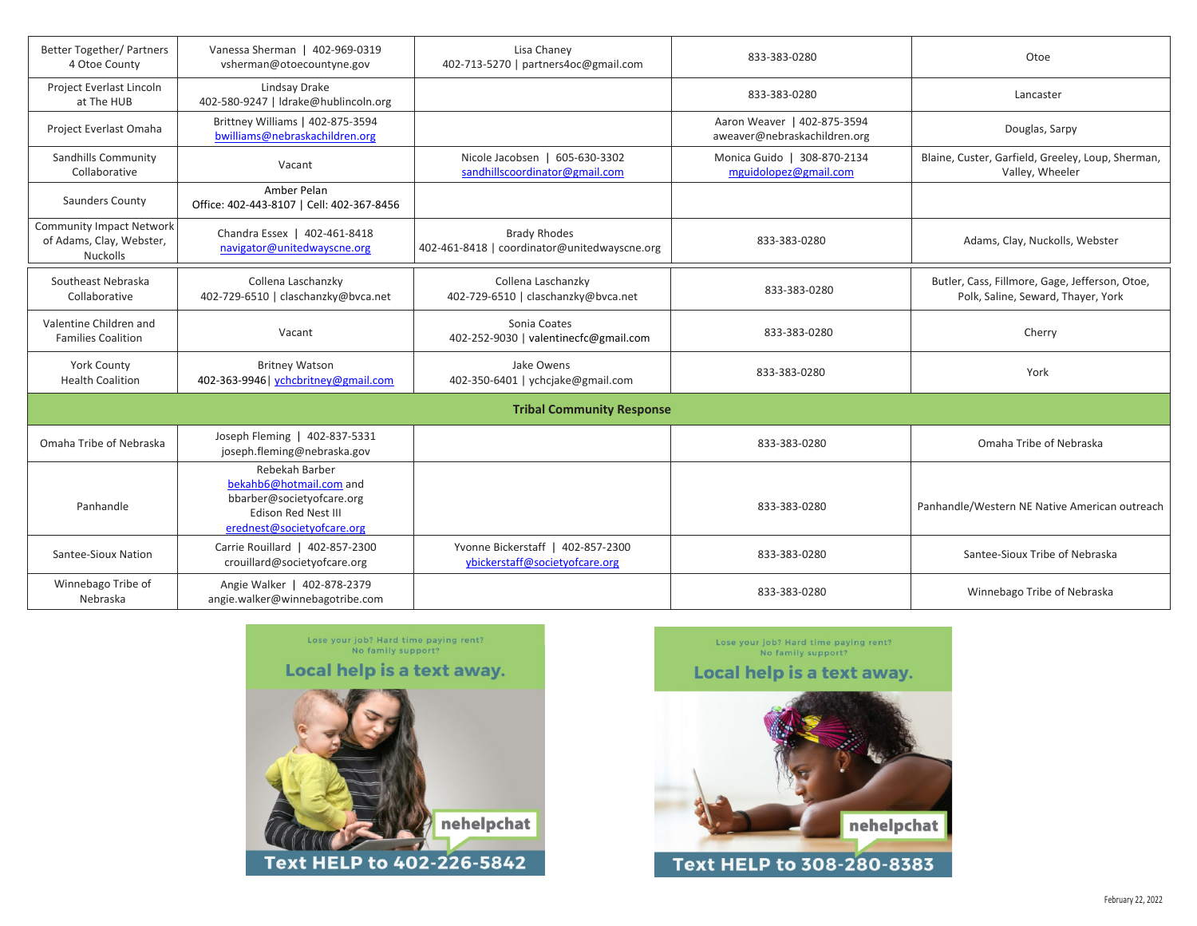| | | | | |
|---|---|---|---|---|
| Better Together/ Partners 4 Otoe County | Vanessa Sherman \| 402-969-0319 vsherman@otoecountyne.gov | Lisa Chaney 402-713-5270 \| partners4oc@gmail.com | 833-383-0280 | Otoe |
| Project Everlast Lincoln at The HUB | Lindsay Drake 402-580-9247 \| ldrake@hublincoln.org | | 833-383-0280 | Lancaster |
| Project Everlast Omaha | Brittney Williams \| 402-875-3594 bwilliams@nebraskachildren.org | | Aaron Weaver \| 402-875-3594 aweaver@nebraskachildren.org | Douglas, Sarpy |
| Sandhills Community Collaborative | Vacant | Nicole Jacobsen \| 605-630-3302 sandhillscoordinator@gmail.com | Monica Guido \| 308-870-2134 mguidolopez@gmail.com | Blaine, Custer, Garfield, Greeley, Loup, Sherman, Valley, Wheeler |
| Saunders County | Amber Pelan Office: 402-443-8107 \| Cell: 402-367-8456 | | | |
| Community Impact Network of Adams, Clay, Webster, Nuckolls | Chandra Essex \| 402-461-8418 navigator@unitedwayscne.org | Brady Rhodes 402-461-8418 \| coordinator@unitedwayscne.org | 833-383-0280 | Adams, Clay, Nuckolls, Webster |
| Southeast Nebraska Collaborative | Collena Laschanzky 402-729-6510 \| claschanzky@bvca.net | Collena Laschanzky 402-729-6510 \| claschanzky@bvca.net | 833-383-0280 | Butler, Cass, Fillmore, Gage, Jefferson, Otoe, Polk, Saline, Seward, Thayer, York |
| Valentine Children and Families Coalition | Vacant | Sonia Coates 402-252-9030 \| valentinecfc@gmail.com | 833-383-0280 | Cherry |
| York County Health Coalition | Britney Watson 402-363-9946\| ychcbritney@gmail.com | Jake Owens 402-350-6401 \| ychcjake@gmail.com | 833-383-0280 | York |
| **Tribal Community Response** | | | | |
| Omaha Tribe of Nebraska | Joseph Fleming \| 402-837-5331 joseph.fleming@nebraska.gov | | 833-383-0280 | Omaha Tribe of Nebraska |
| Panhandle | Rebekah Barber bekahb6@hotmail.com and bbarber@societyofcare.org Edison Red Nest III erednest@societyofcare.org | | 833-383-0280 | Panhandle/Western NE Native American outreach |
| Santee-Sioux Nation | Carrie Rouillard \| 402-857-2300 crouillard@societyofcare.org | Yvonne Bickerstaff \| 402-857-2300 ybickerstaff@societyofcare.org | 833-383-0280 | Santee-Sioux Tribe of Nebraska |
| Winnebago Tribe of Nebraska | Angie Walker \| 402-878-2379 angie.walker@winnebagotribe.com | | 833-383-0280 | Winnebago Tribe of Nebraska |

Lose your job? Hard time paying rent? No family support?

**Local help is a text away.**

nehelpchat

**Text HELP to 402-226-5842**

Lose your job? Hard time paying rent? No family support?

**Local help is a text away.**

nehelpchat

**Text HELP to 308-280-8383**

February 22, 2022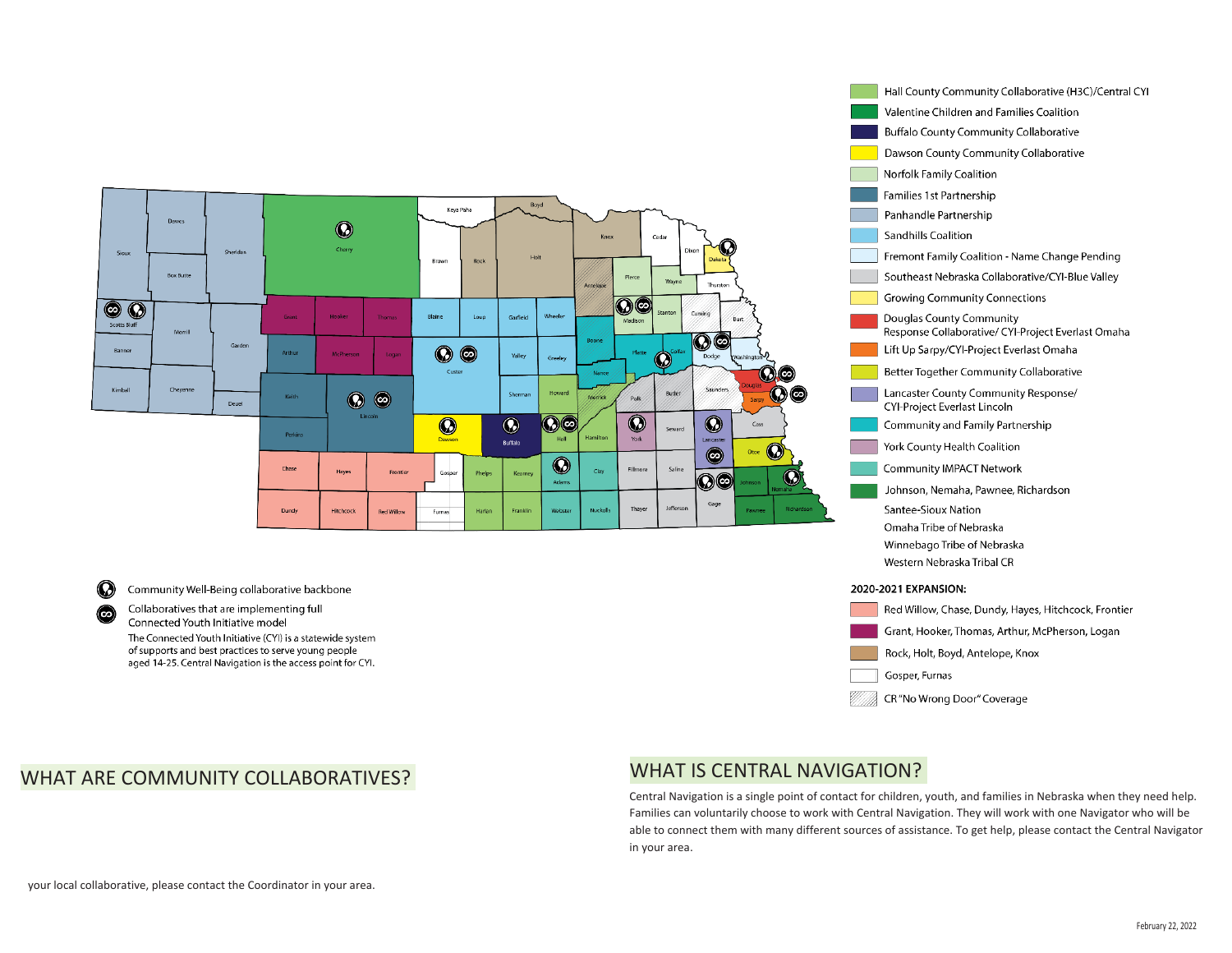Hall County Community Collaborative (H3C)/Central CYI
Valentine Children and Families Coalition
Buffalo County Community Collaborative
Dawson County Community Collaborative
Norfolk Family Coalition
Families 1st Partnership
Panhandle Partnership
Sandhills Coalition
Fremont Family Coalition - Name Change Pending
Southeast Nebraska Collaborative/CYI-Blue Valley
Growing Community Connections
Douglas County Community Response Collaborative/ CYI-Project Everlast Omaha
Lift Up Sarpy/CYI-Project Everlast Omaha
Better Together Community Collaborative
Lancaster County Community Response/ CYI-Project Everlast Lincoln
Community and Family Partnership
York County Health Coalition
Community IMPACT Network
Johnson, Nemaha, Pawnee, Richardson
Santee-Sioux Nation
Omaha Tribe of Nebraska
Winnebago Tribe of Nebraska
Western Nebraska Tribal CR

**2020-2021 EXPANSION:**

Red Willow, Chase, Dundy, Hayes, Hitchcock, Frontier
Grant, Hooker, Thomas, Arthur, McPherson, Logan
Rock, Holt, Boyd, Antelope, Knox
Gosper, Furnas
CR "No Wrong Door" Coverage

Community Well-Being collaborative backbone

Collaboratives that are implementing full Connected Youth Initiative model

The Connected Youth Initiative (CYI) is a statewide system of supports and best practices to serve young people aged 14-25. Central Navigation is the access point for CYI.

## WHAT ARE COMMUNITY COLLABORATIVES?

your local collaborative, please contact the Coordinator in your area.

## WHAT IS CENTRAL NAVIGATION?

Central Navigation is a single point of contact for children, youth, and families in Nebraska when they need help. Families can voluntarily choose to work with Central Navigation. They will work with one Navigator who will be able to connect them with many different sources of assistance. To get help, please contact the Central Navigator in your area.

February 22, 2022